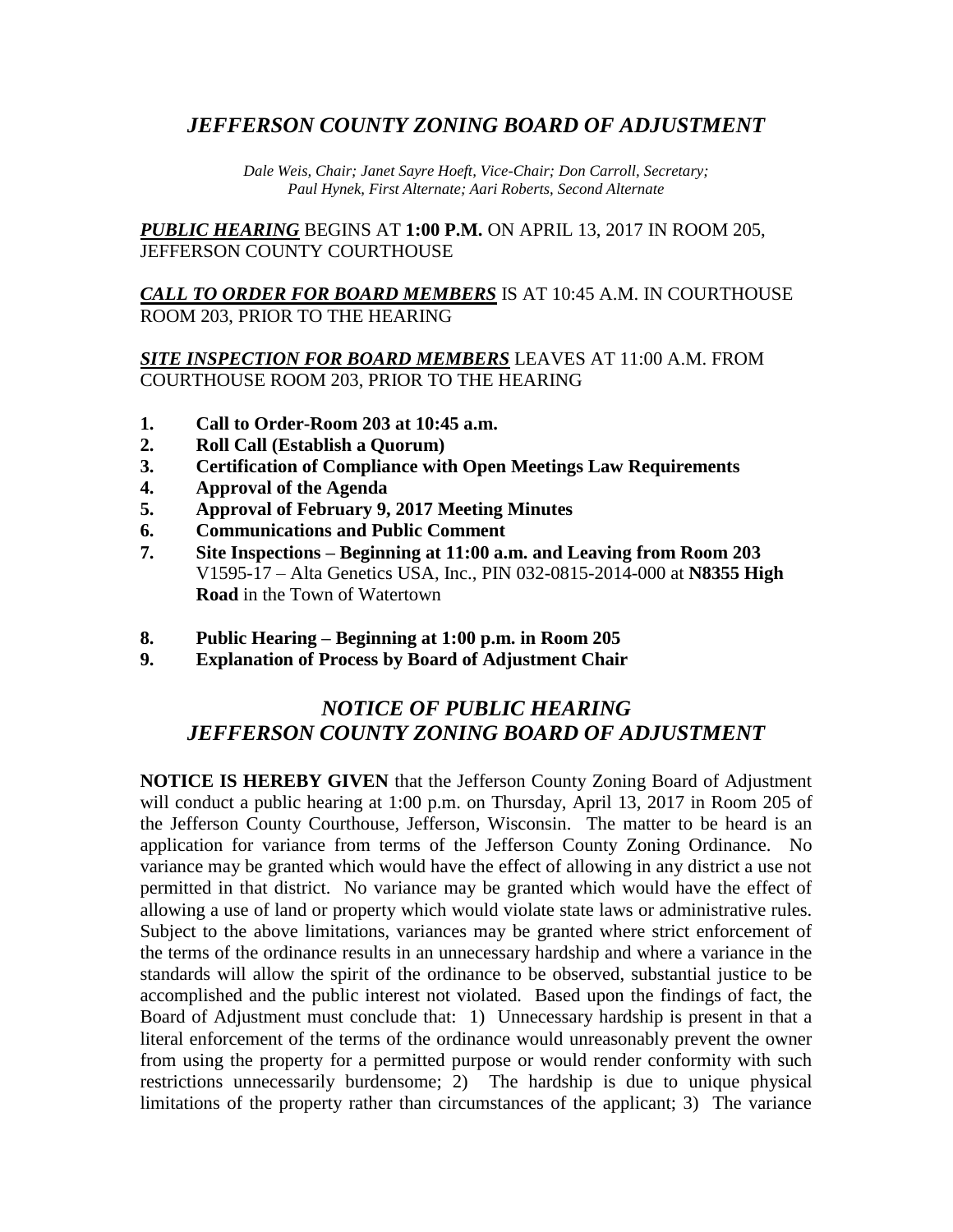# *JEFFERSON COUNTY ZONING BOARD OF ADJUSTMENT*

*Dale Weis, Chair; Janet Sayre Hoeft, Vice-Chair; Don Carroll, Secretary; Paul Hynek, First Alternate; Aari Roberts, Second Alternate*

***PUBLIC HEARING*** BEGINS AT **1:00 P.M.** ON APRIL 13, 2017 IN ROOM 205, JEFFERSON COUNTY COURTHOUSE

***CALL TO ORDER FOR BOARD MEMBERS*** IS AT 10:45 A.M. IN COURTHOUSE ROOM 203, PRIOR TO THE HEARING

***SITE INSPECTION FOR BOARD MEMBERS*** LEAVES AT 11:00 A.M. FROM COURTHOUSE ROOM 203, PRIOR TO THE HEARING

1. **Call to Order-Room 203 at 10:45 a.m.**
2. **Roll Call (Establish a Quorum)**
3. **Certification of Compliance with Open Meetings Law Requirements**
4. **Approval of the Agenda**
5. **Approval of February 9, 2017 Meeting Minutes**
6. **Communications and Public Comment**
7. **Site Inspections – Beginning at 11:00 a.m. and Leaving from Room 203**
   V1595-17 – Alta Genetics USA, Inc., PIN 032-0815-2014-000 at **N8355 High Road** in the Town of Watertown
8. **Public Hearing – Beginning at 1:00 p.m. in Room 205**
9. **Explanation of Process by Board of Adjustment Chair**

## *NOTICE OF PUBLIC HEARING*
## *JEFFERSON COUNTY ZONING BOARD OF ADJUSTMENT*

**NOTICE IS HEREBY GIVEN** that the Jefferson County Zoning Board of Adjustment will conduct a public hearing at 1:00 p.m. on Thursday, April 13, 2017 in Room 205 of the Jefferson County Courthouse, Jefferson, Wisconsin. The matter to be heard is an application for variance from terms of the Jefferson County Zoning Ordinance. No variance may be granted which would have the effect of allowing in any district a use not permitted in that district. No variance may be granted which would have the effect of allowing a use of land or property which would violate state laws or administrative rules. Subject to the above limitations, variances may be granted where strict enforcement of the terms of the ordinance results in an unnecessary hardship and where a variance in the standards will allow the spirit of the ordinance to be observed, substantial justice to be accomplished and the public interest not violated. Based upon the findings of fact, the Board of Adjustment must conclude that: 1) Unnecessary hardship is present in that a literal enforcement of the terms of the ordinance would unreasonably prevent the owner from using the property for a permitted purpose or would render conformity with such restrictions unnecessarily burdensome; 2) The hardship is due to unique physical limitations of the property rather than circumstances of the applicant; 3) The variance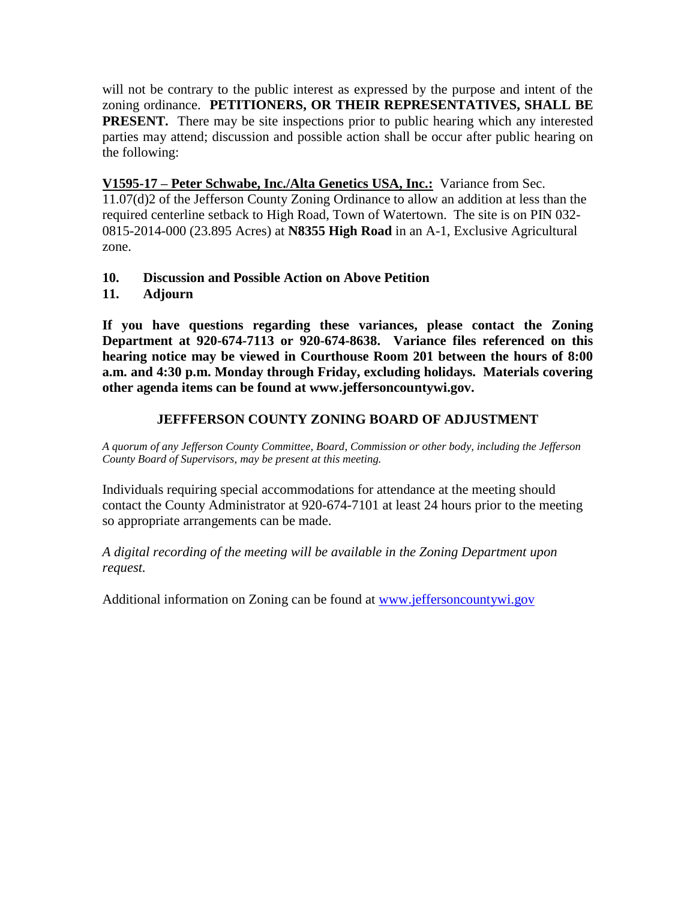will not be contrary to the public interest as expressed by the purpose and intent of the zoning ordinance. **PETITIONERS, OR THEIR REPRESENTATIVES, SHALL BE PRESENT.** There may be site inspections prior to public hearing which any interested parties may attend; discussion and possible action shall be occur after public hearing on the following:

**<u>V1595-17 – Peter Schwabe, Inc./Alta Genetics USA, Inc.:</u>** Variance from Sec. 11.07(d)2 of the Jefferson County Zoning Ordinance to allow an addition at less than the required centerline setback to High Road, Town of Watertown. The site is on PIN 032-0815-2014-000 (23.895 Acres) at **N8355 High Road** in an A-1, Exclusive Agricultural zone.

**10. Discussion and Possible Action on Above Petition**

**11. Adjourn**

**If you have questions regarding these variances, please contact the Zoning Department at 920-674-7113 or 920-674-8638. Variance files referenced on this hearing notice may be viewed in Courthouse Room 201 between the hours of 8:00 a.m. and 4:30 p.m. Monday through Friday, excluding holidays. Materials covering other agenda items can be found at www.jeffersoncountywi.gov.**

**JEFFFERSON COUNTY ZONING BOARD OF ADJUSTMENT**

*A quorum of any Jefferson County Committee, Board, Commission or other body, including the Jefferson County Board of Supervisors, may be present at this meeting.*

Individuals requiring special accommodations for attendance at the meeting should contact the County Administrator at 920-674-7101 at least 24 hours prior to the meeting so appropriate arrangements can be made.

*A digital recording of the meeting will be available in the Zoning Department upon request.*

Additional information on Zoning can be found at www.jeffersoncountywi.gov